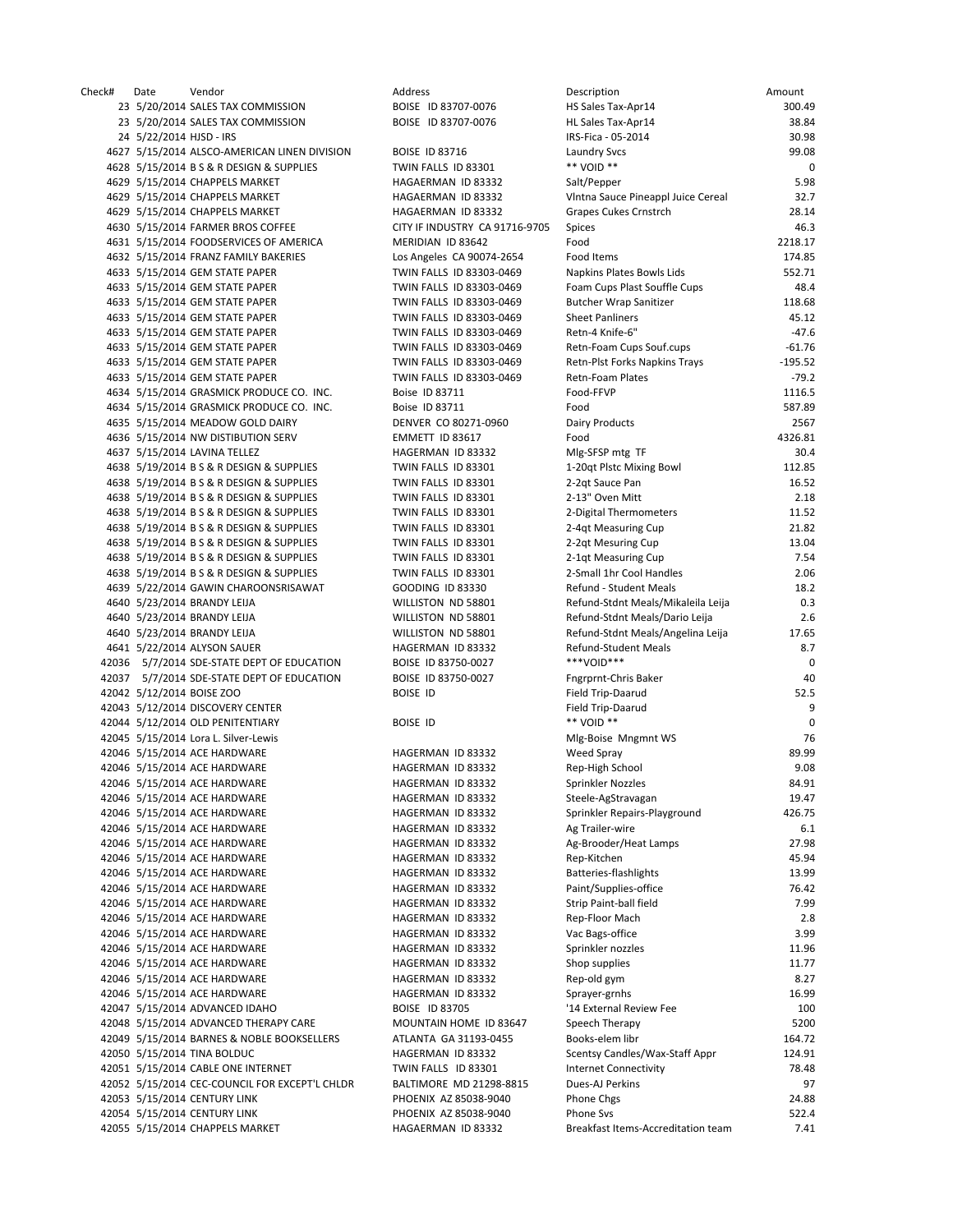| Check# | Date | Vendor | Address | Description | Amount |
|---|---|---|---|---|---|
| 23 | 5/20/2014 | SALES TAX COMMISSION | BOISE ID 83707-0076 | HS Sales Tax-Apr14 | 300.49 |
| 23 | 5/20/2014 | SALES TAX COMMISSION | BOISE ID 83707-0076 | HL Sales Tax-Apr14 | 38.84 |
| 24 | 5/22/2014 | HJSD - IRS | | IRS-Fica - 05-2014 | 30.98 |
| 4627 | 5/15/2014 | ALSCO-AMERICAN LINEN DIVISION | BOISE ID 83716 | Laundry Svcs | 99.08 |
| 4628 | 5/15/2014 | B S & R DESIGN & SUPPLIES | TWIN FALLS ID 83301 | ** VOID ** | 0 |
| 4629 | 5/15/2014 | CHAPPELS MARKET | HAGAERMAN ID 83332 | Salt/Pepper | 5.98 |
| 4629 | 5/15/2014 | CHAPPELS MARKET | HAGAERMAN ID 83332 | Vlntna Sauce Pineappl Juice Cereal | 32.7 |
| 4629 | 5/15/2014 | CHAPPELS MARKET | HAGAERMAN ID 83332 | Grapes Cukes Crnstrch | 28.14 |
| 4630 | 5/15/2014 | FARMER BROS COFFEE | CITY IF INDUSTRY CA 91716-9705 | Spices | 46.3 |
| 4631 | 5/15/2014 | FOODSERVICES OF AMERICA | MERIDIAN ID 83642 | Food | 2218.17 |
| 4632 | 5/15/2014 | FRANZ FAMILY BAKERIES | Los Angeles CA 90074-2654 | Food Items | 174.85 |
| 4633 | 5/15/2014 | GEM STATE PAPER | TWIN FALLS ID 83303-0469 | Napkins Plates Bowls Lids | 552.71 |
| 4633 | 5/15/2014 | GEM STATE PAPER | TWIN FALLS ID 83303-0469 | Foam Cups Plast Souffle Cups | 48.4 |
| 4633 | 5/15/2014 | GEM STATE PAPER | TWIN FALLS ID 83303-0469 | Butcher Wrap Sanitizer | 118.68 |
| 4633 | 5/15/2014 | GEM STATE PAPER | TWIN FALLS ID 83303-0469 | Sheet Panliners | 45.12 |
| 4633 | 5/15/2014 | GEM STATE PAPER | TWIN FALLS ID 83303-0469 | Retn-4 Knife-6" | -47.6 |
| 4633 | 5/15/2014 | GEM STATE PAPER | TWIN FALLS ID 83303-0469 | Retn-Foam Cups Souf.cups | -61.76 |
| 4633 | 5/15/2014 | GEM STATE PAPER | TWIN FALLS ID 83303-0469 | Retn-Plst Forks Napkins Trays | -195.52 |
| 4633 | 5/15/2014 | GEM STATE PAPER | TWIN FALLS ID 83303-0469 | Retn-Foam Plates | -79.2 |
| 4634 | 5/15/2014 | GRASMICK PRODUCE CO. INC. | Boise ID 83711 | Food-FFVP | 1116.5 |
| 4634 | 5/15/2014 | GRASMICK PRODUCE CO. INC. | Boise ID 83711 | Food | 587.89 |
| 4635 | 5/15/2014 | MEADOW GOLD DAIRY | DENVER CO 80271-0960 | Dairy Products | 2567 |
| 4636 | 5/15/2014 | NW DISTIBUTION SERV | EMMETT ID 83617 | Food | 4326.81 |
| 4637 | 5/15/2014 | LAVINA TELLEZ | HAGERMAN ID 83332 | Mlg-SFSP mtg TF | 30.4 |
| 4638 | 5/19/2014 | B S & R DESIGN & SUPPLIES | TWIN FALLS ID 83301 | 1-20qt Plstc Mixing Bowl | 112.85 |
| 4638 | 5/19/2014 | B S & R DESIGN & SUPPLIES | TWIN FALLS ID 83301 | 2-2qt Sauce Pan | 16.52 |
| 4638 | 5/19/2014 | B S & R DESIGN & SUPPLIES | TWIN FALLS ID 83301 | 2-13" Oven Mitt | 2.18 |
| 4638 | 5/19/2014 | B S & R DESIGN & SUPPLIES | TWIN FALLS ID 83301 | 2-Digital Thermometers | 11.52 |
| 4638 | 5/19/2014 | B S & R DESIGN & SUPPLIES | TWIN FALLS ID 83301 | 2-4qt Measuring Cup | 21.82 |
| 4638 | 5/19/2014 | B S & R DESIGN & SUPPLIES | TWIN FALLS ID 83301 | 2-2qt Mesuring Cup | 13.04 |
| 4638 | 5/19/2014 | B S & R DESIGN & SUPPLIES | TWIN FALLS ID 83301 | 2-1qt Measuring Cup | 7.54 |
| 4638 | 5/19/2014 | B S & R DESIGN & SUPPLIES | TWIN FALLS ID 83301 | 2-Small 1hr Cool Handles | 2.06 |
| 4639 | 5/22/2014 | GAWIN CHAROONSRISAWAT | GOODING ID 83330 | Refund - Student Meals | 18.2 |
| 4640 | 5/23/2014 | BRANDY LEIJA | WILLISTON ND 58801 | Refund-Stdnt Meals/Mikaleila Leija | 0.3 |
| 4640 | 5/23/2014 | BRANDY LEIJA | WILLISTON ND 58801 | Refund-Stdnt Meals/Dario Leija | 2.6 |
| 4640 | 5/23/2014 | BRANDY LEIJA | WILLISTON ND 58801 | Refund-Stdnt Meals/Angelina Leija | 17.65 |
| 4641 | 5/22/2014 | ALYSON SAUER | HAGERMAN ID 83332 | Refund-Student Meals | 8.7 |
| 42036 | 5/7/2014 | SDE-STATE DEPT OF EDUCATION | BOISE ID 83750-0027 | ***VOID*** | 0 |
| 42037 | 5/7/2014 | SDE-STATE DEPT OF EDUCATION | BOISE ID 83750-0027 | Fngrprnt-Chris Baker | 40 |
| 42042 | 5/12/2014 | BOISE ZOO | BOISE ID | Field Trip-Daarud | 52.5 |
| 42043 | 5/12/2014 | DISCOVERY CENTER | | Field Trip-Daarud | 9 |
| 42044 | 5/12/2014 | OLD PENITENTIARY | BOISE ID | ** VOID ** | 0 |
| 42045 | 5/15/2014 | Lora L. Silver-Lewis | | Mlg-Boise Mngmnt WS | 76 |
| 42046 | 5/15/2014 | ACE HARDWARE | HAGERMAN ID 83332 | Weed Spray | 89.99 |
| 42046 | 5/15/2014 | ACE HARDWARE | HAGERMAN ID 83332 | Rep-High School | 9.08 |
| 42046 | 5/15/2014 | ACE HARDWARE | HAGERMAN ID 83332 | Sprinkler Nozzles | 84.91 |
| 42046 | 5/15/2014 | ACE HARDWARE | HAGERMAN ID 83332 | Steele-AgStravagan | 19.47 |
| 42046 | 5/15/2014 | ACE HARDWARE | HAGERMAN ID 83332 | Sprinkler Repairs-Playground | 426.75 |
| 42046 | 5/15/2014 | ACE HARDWARE | HAGERMAN ID 83332 | Ag Trailer-wire | 6.1 |
| 42046 | 5/15/2014 | ACE HARDWARE | HAGERMAN ID 83332 | Ag-Brooder/Heat Lamps | 27.98 |
| 42046 | 5/15/2014 | ACE HARDWARE | HAGERMAN ID 83332 | Rep-Kitchen | 45.94 |
| 42046 | 5/15/2014 | ACE HARDWARE | HAGERMAN ID 83332 | Batteries-flashlights | 13.99 |
| 42046 | 5/15/2014 | ACE HARDWARE | HAGERMAN ID 83332 | Paint/Supplies-office | 76.42 |
| 42046 | 5/15/2014 | ACE HARDWARE | HAGERMAN ID 83332 | Strip Paint-ball field | 7.99 |
| 42046 | 5/15/2014 | ACE HARDWARE | HAGERMAN ID 83332 | Rep-Floor Mach | 2.8 |
| 42046 | 5/15/2014 | ACE HARDWARE | HAGERMAN ID 83332 | Vac Bags-office | 3.99 |
| 42046 | 5/15/2014 | ACE HARDWARE | HAGERMAN ID 83332 | Sprinkler nozzles | 11.96 |
| 42046 | 5/15/2014 | ACE HARDWARE | HAGERMAN ID 83332 | Shop supplies | 11.77 |
| 42046 | 5/15/2014 | ACE HARDWARE | HAGERMAN ID 83332 | Rep-old gym | 8.27 |
| 42046 | 5/15/2014 | ACE HARDWARE | HAGERMAN ID 83332 | Sprayer-grnhs | 16.99 |
| 42047 | 5/15/2014 | ADVANCED IDAHO | BOISE ID 83705 | '14 External Review Fee | 100 |
| 42048 | 5/15/2014 | ADVANCED THERAPY CARE | MOUNTAIN HOME ID 83647 | Speech Therapy | 5200 |
| 42049 | 5/15/2014 | BARNES & NOBLE BOOKSELLERS | ATLANTA GA 31193-0455 | Books-elem libr | 164.72 |
| 42050 | 5/15/2014 | TINA BOLDUC | HAGERMAN ID 83332 | Scentsy Candles/Wax-Staff Appr | 124.91 |
| 42051 | 5/15/2014 | CABLE ONE INTERNET | TWIN FALLS ID 83301 | Internet Connectivity | 78.48 |
| 42052 | 5/15/2014 | CEC-COUNCIL FOR EXCEPT'L CHLDR | BALTIMORE MD 21298-8815 | Dues-AJ Perkins | 97 |
| 42053 | 5/15/2014 | CENTURY LINK | PHOENIX AZ 85038-9040 | Phone Chgs | 24.88 |
| 42054 | 5/15/2014 | CENTURY LINK | PHOENIX AZ 85038-9040 | Phone Svs | 522.4 |
| 42055 | 5/15/2014 | CHAPPELS MARKET | HAGAERMAN ID 83332 | Breakfast Items-Accreditation team | 7.41 |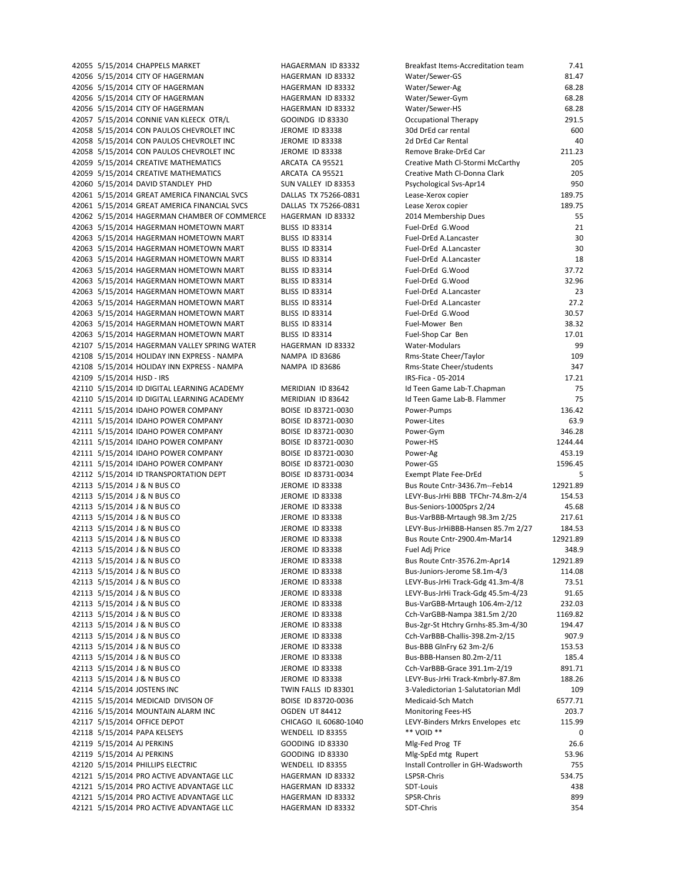| | | | | | |
|---|---|---|---|---|---|
| 42055 | 5/15/2014 | CHAPPELS MARKET | HAGAERMAN ID 83332 | Breakfast Items-Accreditation team | 7.41 |
| 42056 | 5/15/2014 | CITY OF HAGERMAN | HAGERMAN ID 83332 | Water/Sewer-GS | 81.47 |
| 42056 | 5/15/2014 | CITY OF HAGERMAN | HAGERMAN ID 83332 | Water/Sewer-Ag | 68.28 |
| 42056 | 5/15/2014 | CITY OF HAGERMAN | HAGERMAN ID 83332 | Water/Sewer-Gym | 68.28 |
| 42056 | 5/15/2014 | CITY OF HAGERMAN | HAGERMAN ID 83332 | Water/Sewer-HS | 68.28 |
| 42057 | 5/15/2014 | CONNIE VAN KLEECK OTR/L | GOOINDG ID 83330 | Occupational Therapy | 291.5 |
| 42058 | 5/15/2014 | CON PAULOS CHEVROLET INC | JEROME ID 83338 | 30d DrEd car rental | 600 |
| 42058 | 5/15/2014 | CON PAULOS CHEVROLET INC | JEROME ID 83338 | 2d DrEd Car Rental | 40 |
| 42058 | 5/15/2014 | CON PAULOS CHEVROLET INC | JEROME ID 83338 | Remove Brake-DrEd Car | 211.23 |
| 42059 | 5/15/2014 | CREATIVE MATHEMATICS | ARCATA CA 95521 | Creative Math Cl-Stormi McCarthy | 205 |
| 42059 | 5/15/2014 | CREATIVE MATHEMATICS | ARCATA CA 95521 | Creative Math Cl-Donna Clark | 205 |
| 42060 | 5/15/2014 | DAVID STANDLEY PHD | SUN VALLEY ID 83353 | Psychological Svs-Apr14 | 950 |
| 42061 | 5/15/2014 | GREAT AMERICA FINANCIAL SVCS | DALLAS TX 75266-0831 | Lease-Xerox copier | 189.75 |
| 42061 | 5/15/2014 | GREAT AMERICA FINANCIAL SVCS | DALLAS TX 75266-0831 | Lease Xerox copier | 189.75 |
| 42062 | 5/15/2014 | HAGERMAN CHAMBER OF COMMERCE | HAGERMAN ID 83332 | 2014 Membership Dues | 55 |
| 42063 | 5/15/2014 | HAGERMAN HOMETOWN MART | BLISS ID 83314 | Fuel-DrEd G.Wood | 21 |
| 42063 | 5/15/2014 | HAGERMAN HOMETOWN MART | BLISS ID 83314 | Fuel-DrEd A.Lancaster | 30 |
| 42063 | 5/15/2014 | HAGERMAN HOMETOWN MART | BLISS ID 83314 | Fuel-DrEd A.Lancaster | 30 |
| 42063 | 5/15/2014 | HAGERMAN HOMETOWN MART | BLISS ID 83314 | Fuel-DrEd A.Lancaster | 18 |
| 42063 | 5/15/2014 | HAGERMAN HOMETOWN MART | BLISS ID 83314 | Fuel-DrEd G.Wood | 37.72 |
| 42063 | 5/15/2014 | HAGERMAN HOMETOWN MART | BLISS ID 83314 | Fuel-DrEd G.Wood | 32.96 |
| 42063 | 5/15/2014 | HAGERMAN HOMETOWN MART | BLISS ID 83314 | Fuel-DrEd A.Lancaster | 23 |
| 42063 | 5/15/2014 | HAGERMAN HOMETOWN MART | BLISS ID 83314 | Fuel-DrEd A.Lancaster | 27.2 |
| 42063 | 5/15/2014 | HAGERMAN HOMETOWN MART | BLISS ID 83314 | Fuel-DrEd G.Wood | 30.57 |
| 42063 | 5/15/2014 | HAGERMAN HOMETOWN MART | BLISS ID 83314 | Fuel-Mower Ben | 38.32 |
| 42063 | 5/15/2014 | HAGERMAN HOMETOWN MART | BLISS ID 83314 | Fuel-Shop Car Ben | 17.01 |
| 42107 | 5/15/2014 | HAGERMAN VALLEY SPRING WATER | HAGERMAN ID 83332 | Water-Modulars | 99 |
| 42108 | 5/15/2014 | HOLIDAY INN EXPRESS - NAMPA | NAMPA ID 83686 | Rms-State Cheer/Taylor | 109 |
| 42108 | 5/15/2014 | HOLIDAY INN EXPRESS - NAMPA | NAMPA ID 83686 | Rms-State Cheer/students | 347 |
| 42109 | 5/15/2014 | HJSD - IRS | | IRS-Fica - 05-2014 | 17.21 |
| 42110 | 5/15/2014 | ID DIGITAL LEARNING ACADEMY | MERIDIAN ID 83642 | Id Teen Game Lab-T.Chapman | 75 |
| 42110 | 5/15/2014 | ID DIGITAL LEARNING ACADEMY | MERIDIAN ID 83642 | Id Teen Game Lab-B. Flammer | 75 |
| 42111 | 5/15/2014 | IDAHO POWER COMPANY | BOISE ID 83721-0030 | Power-Pumps | 136.42 |
| 42111 | 5/15/2014 | IDAHO POWER COMPANY | BOISE ID 83721-0030 | Power-Lites | 63.9 |
| 42111 | 5/15/2014 | IDAHO POWER COMPANY | BOISE ID 83721-0030 | Power-Gym | 346.28 |
| 42111 | 5/15/2014 | IDAHO POWER COMPANY | BOISE ID 83721-0030 | Power-HS | 1244.44 |
| 42111 | 5/15/2014 | IDAHO POWER COMPANY | BOISE ID 83721-0030 | Power-Ag | 453.19 |
| 42111 | 5/15/2014 | IDAHO POWER COMPANY | BOISE ID 83721-0030 | Power-GS | 1596.45 |
| 42112 | 5/15/2014 | ID TRANSPORTATION DEPT | BOISE ID 83731-0034 | Exempt Plate Fee-DrEd | 5 |
| 42113 | 5/15/2014 | J & N BUS CO | JEROME ID 83338 | Bus Route Cntr-3436.7m--Feb14 | 12921.89 |
| 42113 | 5/15/2014 | J & N BUS CO | JEROME ID 83338 | LEVY-Bus-JrHi BBB TFChr-74.8m-2/4 | 154.53 |
| 42113 | 5/15/2014 | J & N BUS CO | JEROME ID 83338 | Bus-Seniors-1000Sprs 2/24 | 45.68 |
| 42113 | 5/15/2014 | J & N BUS CO | JEROME ID 83338 | Bus-VarBBB-Mrtaugh 98.3m 2/25 | 217.61 |
| 42113 | 5/15/2014 | J & N BUS CO | JEROME ID 83338 | LEVY-Bus-JrHiBBB-Hansen 85.7m 2/27 | 184.53 |
| 42113 | 5/15/2014 | J & N BUS CO | JEROME ID 83338 | Bus Route Cntr-2900.4m-Mar14 | 12921.89 |
| 42113 | 5/15/2014 | J & N BUS CO | JEROME ID 83338 | Fuel Adj Price | 348.9 |
| 42113 | 5/15/2014 | J & N BUS CO | JEROME ID 83338 | Bus Route Cntr-3576.2m-Apr14 | 12921.89 |
| 42113 | 5/15/2014 | J & N BUS CO | JEROME ID 83338 | Bus-Juniors-Jerome 58.1m-4/3 | 114.08 |
| 42113 | 5/15/2014 | J & N BUS CO | JEROME ID 83338 | LEVY-Bus-JrHi Track-Gdg 41.3m-4/8 | 73.51 |
| 42113 | 5/15/2014 | J & N BUS CO | JEROME ID 83338 | LEVY-Bus-JrHi Track-Gdg 45.5m-4/23 | 91.65 |
| 42113 | 5/15/2014 | J & N BUS CO | JEROME ID 83338 | Bus-VarGBB-Mrtaugh 106.4m-2/12 | 232.03 |
| 42113 | 5/15/2014 | J & N BUS CO | JEROME ID 83338 | Cch-VarGBB-Nampa 381.5m 2/20 | 1169.82 |
| 42113 | 5/15/2014 | J & N BUS CO | JEROME ID 83338 | Bus-2gr-St Htchry Grnhs-85.3m-4/30 | 194.47 |
| 42113 | 5/15/2014 | J & N BUS CO | JEROME ID 83338 | Cch-VarBBB-Challis-398.2m-2/15 | 907.9 |
| 42113 | 5/15/2014 | J & N BUS CO | JEROME ID 83338 | Bus-BBB GlnFry 62 3m-2/6 | 153.53 |
| 42113 | 5/15/2014 | J & N BUS CO | JEROME ID 83338 | Bus-BBB-Hansen 80.2m-2/11 | 185.4 |
| 42113 | 5/15/2014 | J & N BUS CO | JEROME ID 83338 | Cch-VarBBB-Grace 391.1m-2/19 | 891.71 |
| 42113 | 5/15/2014 | J & N BUS CO | JEROME ID 83338 | LEVY-Bus-JrHi Track-Kmbrly-87.8m | 188.26 |
| 42114 | 5/15/2014 | JOSTENS INC | TWIN FALLS ID 83301 | 3-Valedictorian 1-Salutatorian Mdl | 109 |
| 42115 | 5/15/2014 | MEDICAID DIVISON OF | BOISE ID 83720-0036 | Medicaid-Sch Match | 6577.71 |
| 42116 | 5/15/2014 | MOUNTAIN ALARM INC | OGDEN UT 84412 | Monitoring Fees-HS | 203.7 |
| 42117 | 5/15/2014 | OFFICE DEPOT | CHICAGO IL 60680-1040 | LEVY-Binders Mrkrs Envelopes etc | 115.99 |
| 42118 | 5/15/2014 | PAPA KELSEYS | WENDELL ID 83355 | ** VOID ** | 0 |
| 42119 | 5/15/2014 | AJ PERKINS | GOODING ID 83330 | Mlg-Fed Prog TF | 26.6 |
| 42119 | 5/15/2014 | AJ PERKINS | GOODING ID 83330 | Mlg-SpEd mtg Rupert | 53.96 |
| 42120 | 5/15/2014 | PHILLIPS ELECTRIC | WENDELL ID 83355 | Install Controller in GH-Wadsworth | 755 |
| 42121 | 5/15/2014 | PRO ACTIVE ADVANTAGE LLC | HAGERMAN ID 83332 | LSPSR-Chris | 534.75 |
| 42121 | 5/15/2014 | PRO ACTIVE ADVANTAGE LLC | HAGERMAN ID 83332 | SDT-Louis | 438 |
| 42121 | 5/15/2014 | PRO ACTIVE ADVANTAGE LLC | HAGERMAN ID 83332 | SPSR-Chris | 899 |
| 42121 | 5/15/2014 | PRO ACTIVE ADVANTAGE LLC | HAGERMAN ID 83332 | SDT-Chris | 354 |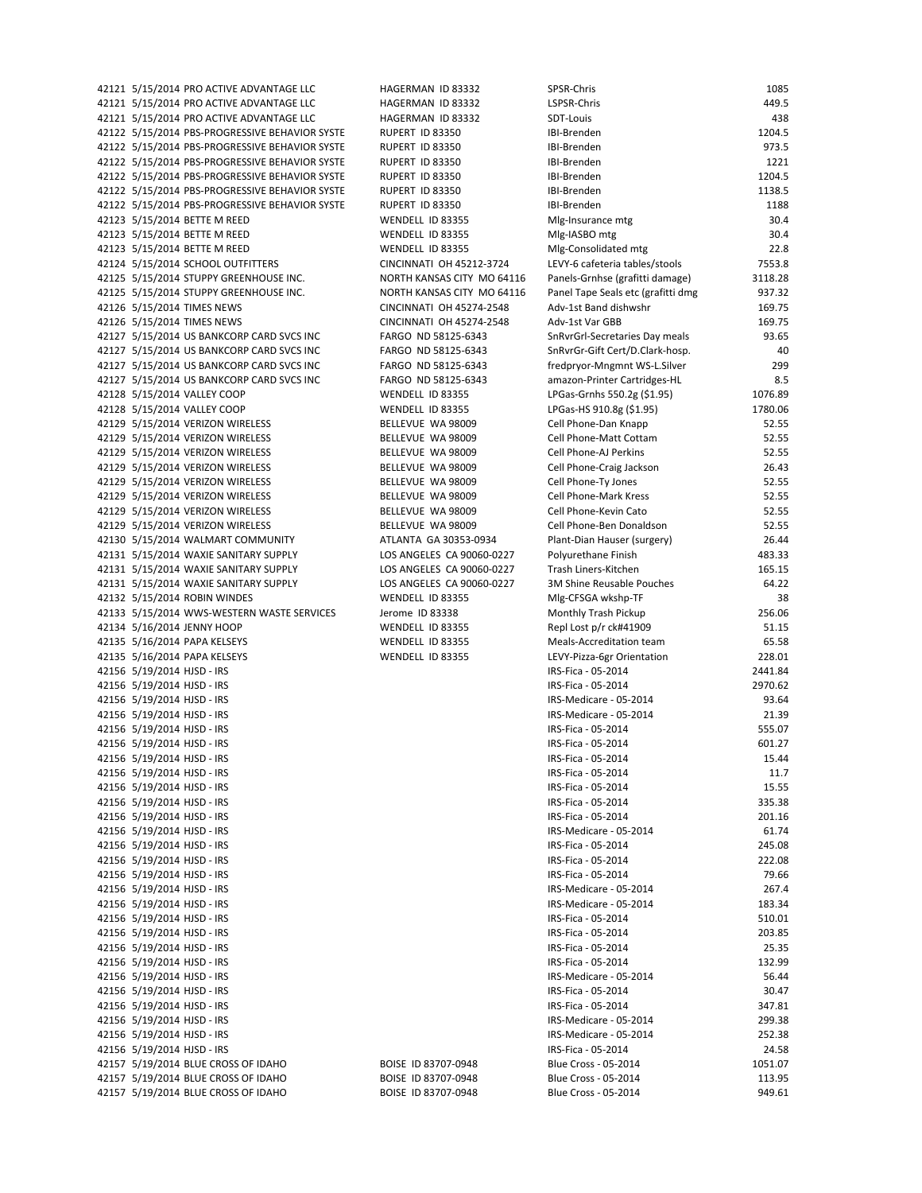| | | | | | |
|---|---|---|---|---|---|
| 42121 | 5/15/2014 | PRO ACTIVE ADVANTAGE LLC | HAGERMAN ID 83332 | SPSR-Chris | 1085 |
| 42121 | 5/15/2014 | PRO ACTIVE ADVANTAGE LLC | HAGERMAN ID 83332 | LSPSR-Chris | 449.5 |
| 42121 | 5/15/2014 | PRO ACTIVE ADVANTAGE LLC | HAGERMAN ID 83332 | SDT-Louis | 438 |
| 42122 | 5/15/2014 | PBS-PROGRESSIVE BEHAVIOR SYSTE | RUPERT ID 83350 | IBI-Brenden | 1204.5 |
| 42122 | 5/15/2014 | PBS-PROGRESSIVE BEHAVIOR SYSTE | RUPERT ID 83350 | IBI-Brenden | 973.5 |
| 42122 | 5/15/2014 | PBS-PROGRESSIVE BEHAVIOR SYSTE | RUPERT ID 83350 | IBI-Brenden | 1221 |
| 42122 | 5/15/2014 | PBS-PROGRESSIVE BEHAVIOR SYSTE | RUPERT ID 83350 | IBI-Brenden | 1204.5 |
| 42122 | 5/15/2014 | PBS-PROGRESSIVE BEHAVIOR SYSTE | RUPERT ID 83350 | IBI-Brenden | 1138.5 |
| 42122 | 5/15/2014 | PBS-PROGRESSIVE BEHAVIOR SYSTE | RUPERT ID 83350 | IBI-Brenden | 1188 |
| 42123 | 5/15/2014 | BETTE M REED | WENDELL ID 83355 | Mlg-Insurance mtg | 30.4 |
| 42123 | 5/15/2014 | BETTE M REED | WENDELL ID 83355 | Mlg-IASBO mtg | 30.4 |
| 42123 | 5/15/2014 | BETTE M REED | WENDELL ID 83355 | Mlg-Consolidated mtg | 22.8 |
| 42124 | 5/15/2014 | SCHOOL OUTFITTERS | CINCINNATI OH 45212-3724 | LEVY-6 cafeteria tables/stools | 7553.8 |
| 42125 | 5/15/2014 | STUPPY GREENHOUSE INC. | NORTH KANSAS CITY MO 64116 | Panels-Grnhse (grafitti damage) | 3118.28 |
| 42125 | 5/15/2014 | STUPPY GREENHOUSE INC. | NORTH KANSAS CITY MO 64116 | Panel Tape Seals etc (grafitti dmg | 937.32 |
| 42126 | 5/15/2014 | TIMES NEWS | CINCINNATI OH 45274-2548 | Adv-1st Band dishwshr | 169.75 |
| 42126 | 5/15/2014 | TIMES NEWS | CINCINNATI OH 45274-2548 | Adv-1st Var GBB | 169.75 |
| 42127 | 5/15/2014 | US BANKCORP CARD SVCS INC | FARGO ND 58125-6343 | SnRvrGrl-Secretaries Day meals | 93.65 |
| 42127 | 5/15/2014 | US BANKCORP CARD SVCS INC | FARGO ND 58125-6343 | SnRvrGr-Gift Cert/D.Clark-hosp. | 40 |
| 42127 | 5/15/2014 | US BANKCORP CARD SVCS INC | FARGO ND 58125-6343 | fredpryor-Mngmnt WS-L.Silver | 299 |
| 42127 | 5/15/2014 | US BANKCORP CARD SVCS INC | FARGO ND 58125-6343 | amazon-Printer Cartridges-HL | 8.5 |
| 42128 | 5/15/2014 | VALLEY COOP | WENDELL ID 83355 | LPGas-Grnhs 550.2g ($1.95) | 1076.89 |
| 42128 | 5/15/2014 | VALLEY COOP | WENDELL ID 83355 | LPGas-HS 910.8g ($1.95) | 1780.06 |
| 42129 | 5/15/2014 | VERIZON WIRELESS | BELLEVUE WA 98009 | Cell Phone-Dan Knapp | 52.55 |
| 42129 | 5/15/2014 | VERIZON WIRELESS | BELLEVUE WA 98009 | Cell Phone-Matt Cottam | 52.55 |
| 42129 | 5/15/2014 | VERIZON WIRELESS | BELLEVUE WA 98009 | Cell Phone-AJ Perkins | 52.55 |
| 42129 | 5/15/2014 | VERIZON WIRELESS | BELLEVUE WA 98009 | Cell Phone-Craig Jackson | 26.43 |
| 42129 | 5/15/2014 | VERIZON WIRELESS | BELLEVUE WA 98009 | Cell Phone-Ty Jones | 52.55 |
| 42129 | 5/15/2014 | VERIZON WIRELESS | BELLEVUE WA 98009 | Cell Phone-Mark Kress | 52.55 |
| 42129 | 5/15/2014 | VERIZON WIRELESS | BELLEVUE WA 98009 | Cell Phone-Kevin Cato | 52.55 |
| 42129 | 5/15/2014 | VERIZON WIRELESS | BELLEVUE WA 98009 | Cell Phone-Ben Donaldson | 52.55 |
| 42130 | 5/15/2014 | WALMART COMMUNITY | ATLANTA GA 30353-0934 | Plant-Dian Hauser (surgery) | 26.44 |
| 42131 | 5/15/2014 | WAXIE SANITARY SUPPLY | LOS ANGELES CA 90060-0227 | Polyurethane Finish | 483.33 |
| 42131 | 5/15/2014 | WAXIE SANITARY SUPPLY | LOS ANGELES CA 90060-0227 | Trash Liners-Kitchen | 165.15 |
| 42131 | 5/15/2014 | WAXIE SANITARY SUPPLY | LOS ANGELES CA 90060-0227 | 3M Shine Reusable Pouches | 64.22 |
| 42132 | 5/15/2014 | ROBIN WINDES | WENDELL ID 83355 | Mlg-CFSGA wkshp-TF | 38 |
| 42133 | 5/15/2014 | WWS-WESTERN WASTE SERVICES | Jerome ID 83338 | Monthly Trash Pickup | 256.06 |
| 42134 | 5/16/2014 | JENNY HOOP | WENDELL ID 83355 | Repl Lost p/r ck#41909 | 51.15 |
| 42135 | 5/16/2014 | PAPA KELSEYS | WENDELL ID 83355 | Meals-Accreditation team | 65.58 |
| 42135 | 5/16/2014 | PAPA KELSEYS | WENDELL ID 83355 | LEVY-Pizza-6gr Orientation | 228.01 |
| 42156 | 5/19/2014 | HJSD - IRS | | IRS-Fica - 05-2014 | 2441.84 |
| 42156 | 5/19/2014 | HJSD - IRS | | IRS-Fica - 05-2014 | 2970.62 |
| 42156 | 5/19/2014 | HJSD - IRS | | IRS-Medicare - 05-2014 | 93.64 |
| 42156 | 5/19/2014 | HJSD - IRS | | IRS-Medicare - 05-2014 | 21.39 |
| 42156 | 5/19/2014 | HJSD - IRS | | IRS-Fica - 05-2014 | 555.07 |
| 42156 | 5/19/2014 | HJSD - IRS | | IRS-Fica - 05-2014 | 601.27 |
| 42156 | 5/19/2014 | HJSD - IRS | | IRS-Fica - 05-2014 | 15.44 |
| 42156 | 5/19/2014 | HJSD - IRS | | IRS-Fica - 05-2014 | 11.7 |
| 42156 | 5/19/2014 | HJSD - IRS | | IRS-Fica - 05-2014 | 15.55 |
| 42156 | 5/19/2014 | HJSD - IRS | | IRS-Fica - 05-2014 | 335.38 |
| 42156 | 5/19/2014 | HJSD - IRS | | IRS-Fica - 05-2014 | 201.16 |
| 42156 | 5/19/2014 | HJSD - IRS | | IRS-Medicare - 05-2014 | 61.74 |
| 42156 | 5/19/2014 | HJSD - IRS | | IRS-Fica - 05-2014 | 245.08 |
| 42156 | 5/19/2014 | HJSD - IRS | | IRS-Fica - 05-2014 | 222.08 |
| 42156 | 5/19/2014 | HJSD - IRS | | IRS-Fica - 05-2014 | 79.66 |
| 42156 | 5/19/2014 | HJSD - IRS | | IRS-Medicare - 05-2014 | 267.4 |
| 42156 | 5/19/2014 | HJSD - IRS | | IRS-Medicare - 05-2014 | 183.34 |
| 42156 | 5/19/2014 | HJSD - IRS | | IRS-Fica - 05-2014 | 510.01 |
| 42156 | 5/19/2014 | HJSD - IRS | | IRS-Fica - 05-2014 | 203.85 |
| 42156 | 5/19/2014 | HJSD - IRS | | IRS-Fica - 05-2014 | 25.35 |
| 42156 | 5/19/2014 | HJSD - IRS | | IRS-Fica - 05-2014 | 132.99 |
| 42156 | 5/19/2014 | HJSD - IRS | | IRS-Medicare - 05-2014 | 56.44 |
| 42156 | 5/19/2014 | HJSD - IRS | | IRS-Fica - 05-2014 | 30.47 |
| 42156 | 5/19/2014 | HJSD - IRS | | IRS-Fica - 05-2014 | 347.81 |
| 42156 | 5/19/2014 | HJSD - IRS | | IRS-Medicare - 05-2014 | 299.38 |
| 42156 | 5/19/2014 | HJSD - IRS | | IRS-Medicare - 05-2014 | 252.38 |
| 42156 | 5/19/2014 | HJSD - IRS | | IRS-Fica - 05-2014 | 24.58 |
| 42157 | 5/19/2014 | BLUE CROSS OF IDAHO | BOISE ID 83707-0948 | Blue Cross - 05-2014 | 1051.07 |
| 42157 | 5/19/2014 | BLUE CROSS OF IDAHO | BOISE ID 83707-0948 | Blue Cross - 05-2014 | 113.95 |
| 42157 | 5/19/2014 | BLUE CROSS OF IDAHO | BOISE ID 83707-0948 | Blue Cross - 05-2014 | 949.61 |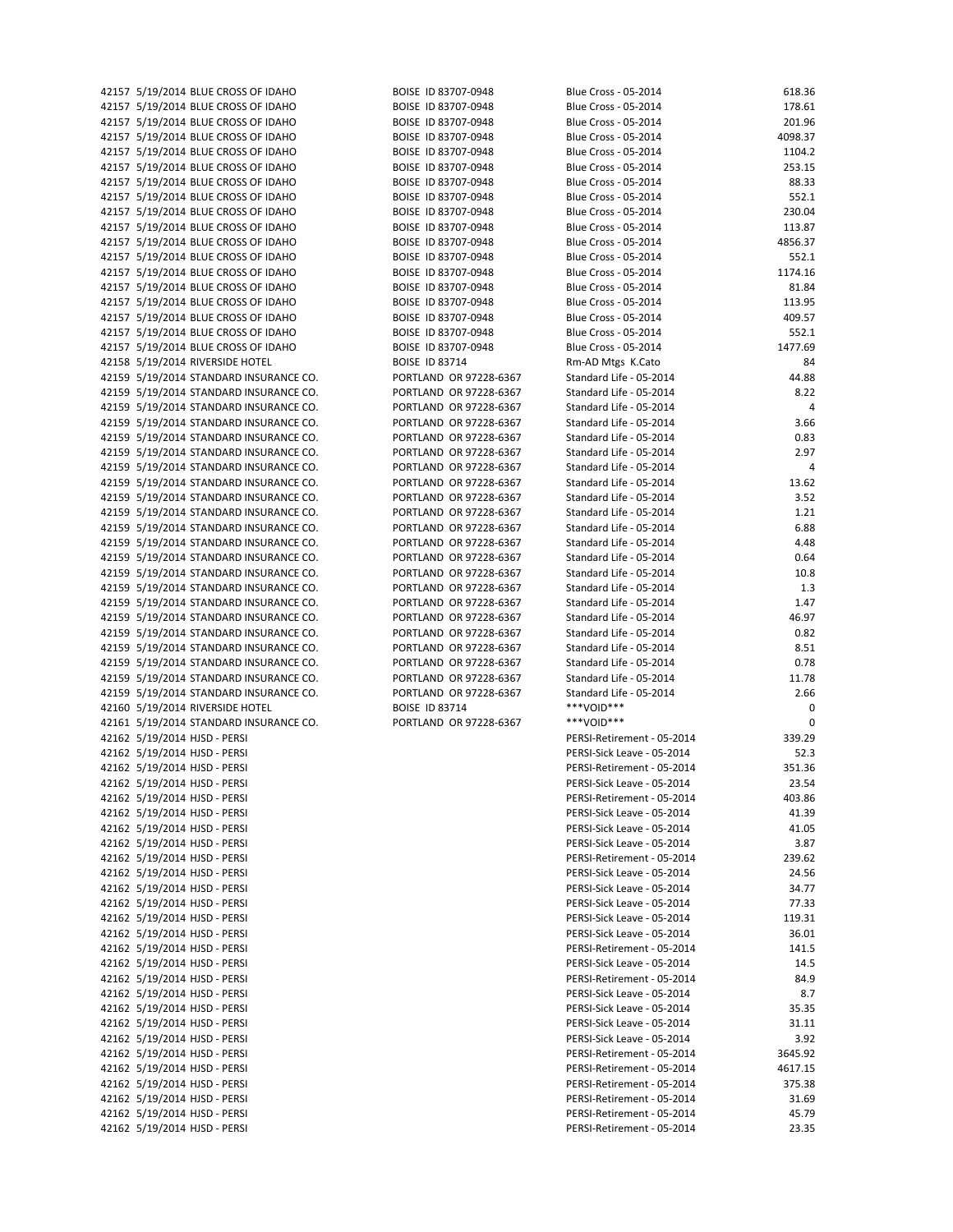| | | | | | |
|---|---|---|---|---|---|
| 42157 | 5/19/2014 | BLUE CROSS OF IDAHO | BOISE ID 83707-0948 | Blue Cross - 05-2014 | 618.36 |
| 42157 | 5/19/2014 | BLUE CROSS OF IDAHO | BOISE ID 83707-0948 | Blue Cross - 05-2014 | 178.61 |
| 42157 | 5/19/2014 | BLUE CROSS OF IDAHO | BOISE ID 83707-0948 | Blue Cross - 05-2014 | 201.96 |
| 42157 | 5/19/2014 | BLUE CROSS OF IDAHO | BOISE ID 83707-0948 | Blue Cross - 05-2014 | 4098.37 |
| 42157 | 5/19/2014 | BLUE CROSS OF IDAHO | BOISE ID 83707-0948 | Blue Cross - 05-2014 | 1104.2 |
| 42157 | 5/19/2014 | BLUE CROSS OF IDAHO | BOISE ID 83707-0948 | Blue Cross - 05-2014 | 253.15 |
| 42157 | 5/19/2014 | BLUE CROSS OF IDAHO | BOISE ID 83707-0948 | Blue Cross - 05-2014 | 88.33 |
| 42157 | 5/19/2014 | BLUE CROSS OF IDAHO | BOISE ID 83707-0948 | Blue Cross - 05-2014 | 552.1 |
| 42157 | 5/19/2014 | BLUE CROSS OF IDAHO | BOISE ID 83707-0948 | Blue Cross - 05-2014 | 230.04 |
| 42157 | 5/19/2014 | BLUE CROSS OF IDAHO | BOISE ID 83707-0948 | Blue Cross - 05-2014 | 113.87 |
| 42157 | 5/19/2014 | BLUE CROSS OF IDAHO | BOISE ID 83707-0948 | Blue Cross - 05-2014 | 4856.37 |
| 42157 | 5/19/2014 | BLUE CROSS OF IDAHO | BOISE ID 83707-0948 | Blue Cross - 05-2014 | 552.1 |
| 42157 | 5/19/2014 | BLUE CROSS OF IDAHO | BOISE ID 83707-0948 | Blue Cross - 05-2014 | 1174.16 |
| 42157 | 5/19/2014 | BLUE CROSS OF IDAHO | BOISE ID 83707-0948 | Blue Cross - 05-2014 | 81.84 |
| 42157 | 5/19/2014 | BLUE CROSS OF IDAHO | BOISE ID 83707-0948 | Blue Cross - 05-2014 | 113.95 |
| 42157 | 5/19/2014 | BLUE CROSS OF IDAHO | BOISE ID 83707-0948 | Blue Cross - 05-2014 | 409.57 |
| 42157 | 5/19/2014 | BLUE CROSS OF IDAHO | BOISE ID 83707-0948 | Blue Cross - 05-2014 | 552.1 |
| 42157 | 5/19/2014 | BLUE CROSS OF IDAHO | BOISE ID 83707-0948 | Blue Cross - 05-2014 | 1477.69 |
| 42158 | 5/19/2014 | RIVERSIDE HOTEL | BOISE ID 83714 | Rm-AD Mtgs K.Cato | 84 |
| 42159 | 5/19/2014 | STANDARD INSURANCE CO. | PORTLAND OR 97228-6367 | Standard Life - 05-2014 | 44.88 |
| 42159 | 5/19/2014 | STANDARD INSURANCE CO. | PORTLAND OR 97228-6367 | Standard Life - 05-2014 | 8.22 |
| 42159 | 5/19/2014 | STANDARD INSURANCE CO. | PORTLAND OR 97228-6367 | Standard Life - 05-2014 | 4 |
| 42159 | 5/19/2014 | STANDARD INSURANCE CO. | PORTLAND OR 97228-6367 | Standard Life - 05-2014 | 3.66 |
| 42159 | 5/19/2014 | STANDARD INSURANCE CO. | PORTLAND OR 97228-6367 | Standard Life - 05-2014 | 0.83 |
| 42159 | 5/19/2014 | STANDARD INSURANCE CO. | PORTLAND OR 97228-6367 | Standard Life - 05-2014 | 2.97 |
| 42159 | 5/19/2014 | STANDARD INSURANCE CO. | PORTLAND OR 97228-6367 | Standard Life - 05-2014 | 4 |
| 42159 | 5/19/2014 | STANDARD INSURANCE CO. | PORTLAND OR 97228-6367 | Standard Life - 05-2014 | 13.62 |
| 42159 | 5/19/2014 | STANDARD INSURANCE CO. | PORTLAND OR 97228-6367 | Standard Life - 05-2014 | 3.52 |
| 42159 | 5/19/2014 | STANDARD INSURANCE CO. | PORTLAND OR 97228-6367 | Standard Life - 05-2014 | 1.21 |
| 42159 | 5/19/2014 | STANDARD INSURANCE CO. | PORTLAND OR 97228-6367 | Standard Life - 05-2014 | 6.88 |
| 42159 | 5/19/2014 | STANDARD INSURANCE CO. | PORTLAND OR 97228-6367 | Standard Life - 05-2014 | 4.48 |
| 42159 | 5/19/2014 | STANDARD INSURANCE CO. | PORTLAND OR 97228-6367 | Standard Life - 05-2014 | 0.64 |
| 42159 | 5/19/2014 | STANDARD INSURANCE CO. | PORTLAND OR 97228-6367 | Standard Life - 05-2014 | 10.8 |
| 42159 | 5/19/2014 | STANDARD INSURANCE CO. | PORTLAND OR 97228-6367 | Standard Life - 05-2014 | 1.3 |
| 42159 | 5/19/2014 | STANDARD INSURANCE CO. | PORTLAND OR 97228-6367 | Standard Life - 05-2014 | 1.47 |
| 42159 | 5/19/2014 | STANDARD INSURANCE CO. | PORTLAND OR 97228-6367 | Standard Life - 05-2014 | 46.97 |
| 42159 | 5/19/2014 | STANDARD INSURANCE CO. | PORTLAND OR 97228-6367 | Standard Life - 05-2014 | 0.82 |
| 42159 | 5/19/2014 | STANDARD INSURANCE CO. | PORTLAND OR 97228-6367 | Standard Life - 05-2014 | 8.51 |
| 42159 | 5/19/2014 | STANDARD INSURANCE CO. | PORTLAND OR 97228-6367 | Standard Life - 05-2014 | 0.78 |
| 42159 | 5/19/2014 | STANDARD INSURANCE CO. | PORTLAND OR 97228-6367 | Standard Life - 05-2014 | 11.78 |
| 42159 | 5/19/2014 | STANDARD INSURANCE CO. | PORTLAND OR 97228-6367 | Standard Life - 05-2014 | 2.66 |
| 42160 | 5/19/2014 | RIVERSIDE HOTEL | BOISE ID 83714 | ***VOID*** | 0 |
| 42161 | 5/19/2014 | STANDARD INSURANCE CO. | PORTLAND OR 97228-6367 | ***VOID*** | 0 |
| 42162 | 5/19/2014 | HJSD - PERSI | | PERSI-Retirement - 05-2014 | 339.29 |
| 42162 | 5/19/2014 | HJSD - PERSI | | PERSI-Sick Leave - 05-2014 | 52.3 |
| 42162 | 5/19/2014 | HJSD - PERSI | | PERSI-Retirement - 05-2014 | 351.36 |
| 42162 | 5/19/2014 | HJSD - PERSI | | PERSI-Sick Leave - 05-2014 | 23.54 |
| 42162 | 5/19/2014 | HJSD - PERSI | | PERSI-Retirement - 05-2014 | 403.86 |
| 42162 | 5/19/2014 | HJSD - PERSI | | PERSI-Sick Leave - 05-2014 | 41.39 |
| 42162 | 5/19/2014 | HJSD - PERSI | | PERSI-Sick Leave - 05-2014 | 41.05 |
| 42162 | 5/19/2014 | HJSD - PERSI | | PERSI-Sick Leave - 05-2014 | 3.87 |
| 42162 | 5/19/2014 | HJSD - PERSI | | PERSI-Retirement - 05-2014 | 239.62 |
| 42162 | 5/19/2014 | HJSD - PERSI | | PERSI-Sick Leave - 05-2014 | 24.56 |
| 42162 | 5/19/2014 | HJSD - PERSI | | PERSI-Sick Leave - 05-2014 | 34.77 |
| 42162 | 5/19/2014 | HJSD - PERSI | | PERSI-Sick Leave - 05-2014 | 77.33 |
| 42162 | 5/19/2014 | HJSD - PERSI | | PERSI-Sick Leave - 05-2014 | 119.31 |
| 42162 | 5/19/2014 | HJSD - PERSI | | PERSI-Sick Leave - 05-2014 | 36.01 |
| 42162 | 5/19/2014 | HJSD - PERSI | | PERSI-Retirement - 05-2014 | 141.5 |
| 42162 | 5/19/2014 | HJSD - PERSI | | PERSI-Sick Leave - 05-2014 | 14.5 |
| 42162 | 5/19/2014 | HJSD - PERSI | | PERSI-Retirement - 05-2014 | 84.9 |
| 42162 | 5/19/2014 | HJSD - PERSI | | PERSI-Sick Leave - 05-2014 | 8.7 |
| 42162 | 5/19/2014 | HJSD - PERSI | | PERSI-Sick Leave - 05-2014 | 35.35 |
| 42162 | 5/19/2014 | HJSD - PERSI | | PERSI-Sick Leave - 05-2014 | 31.11 |
| 42162 | 5/19/2014 | HJSD - PERSI | | PERSI-Sick Leave - 05-2014 | 3.92 |
| 42162 | 5/19/2014 | HJSD - PERSI | | PERSI-Retirement - 05-2014 | 3645.92 |
| 42162 | 5/19/2014 | HJSD - PERSI | | PERSI-Retirement - 05-2014 | 4617.15 |
| 42162 | 5/19/2014 | HJSD - PERSI | | PERSI-Retirement - 05-2014 | 375.38 |
| 42162 | 5/19/2014 | HJSD - PERSI | | PERSI-Retirement - 05-2014 | 31.69 |
| 42162 | 5/19/2014 | HJSD - PERSI | | PERSI-Retirement - 05-2014 | 45.79 |
| 42162 | 5/19/2014 | HJSD - PERSI | | PERSI-Retirement - 05-2014 | 23.35 |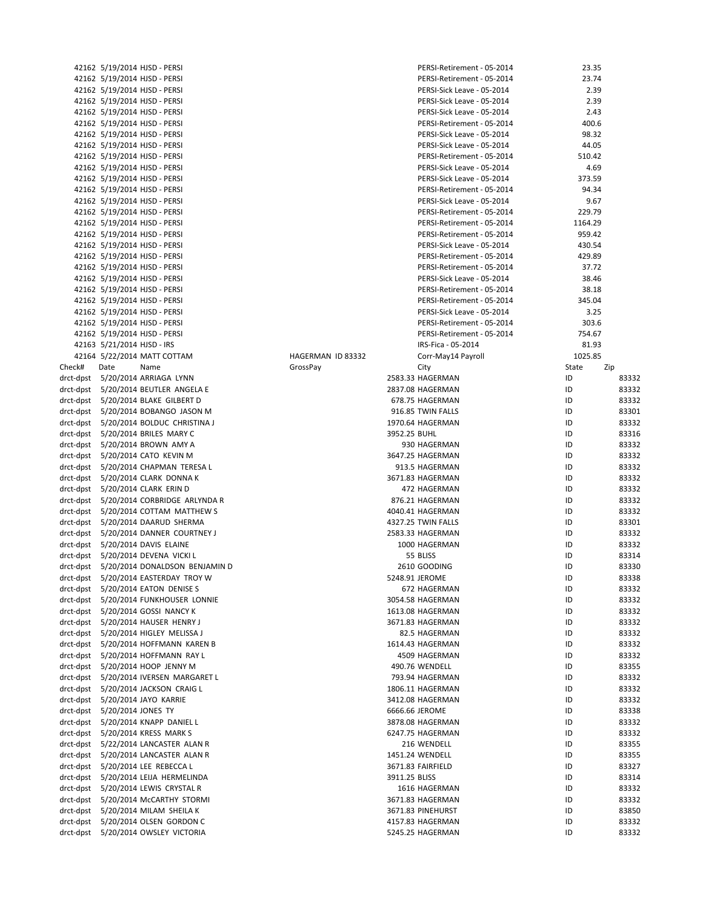| | | | | | | |
|---|---|---|---|---|---|---|
| 42162 | 5/19/2014 | HJSD - PERSI | | PERSI-Retirement - 05-2014 | 23.35 | |
| 42162 | 5/19/2014 | HJSD - PERSI | | PERSI-Retirement - 05-2014 | 23.74 | |
| 42162 | 5/19/2014 | HJSD - PERSI | | PERSI-Sick Leave - 05-2014 | 2.39 | |
| 42162 | 5/19/2014 | HJSD - PERSI | | PERSI-Sick Leave - 05-2014 | 2.39 | |
| 42162 | 5/19/2014 | HJSD - PERSI | | PERSI-Sick Leave - 05-2014 | 2.43 | |
| 42162 | 5/19/2014 | HJSD - PERSI | | PERSI-Retirement - 05-2014 | 400.6 | |
| 42162 | 5/19/2014 | HJSD - PERSI | | PERSI-Sick Leave - 05-2014 | 98.32 | |
| 42162 | 5/19/2014 | HJSD - PERSI | | PERSI-Sick Leave - 05-2014 | 44.05 | |
| 42162 | 5/19/2014 | HJSD - PERSI | | PERSI-Retirement - 05-2014 | 510.42 | |
| 42162 | 5/19/2014 | HJSD - PERSI | | PERSI-Sick Leave - 05-2014 | 4.69 | |
| 42162 | 5/19/2014 | HJSD - PERSI | | PERSI-Sick Leave - 05-2014 | 373.59 | |
| 42162 | 5/19/2014 | HJSD - PERSI | | PERSI-Retirement - 05-2014 | 94.34 | |
| 42162 | 5/19/2014 | HJSD - PERSI | | PERSI-Sick Leave - 05-2014 | 9.67 | |
| 42162 | 5/19/2014 | HJSD - PERSI | | PERSI-Retirement - 05-2014 | 229.79 | |
| 42162 | 5/19/2014 | HJSD - PERSI | | PERSI-Retirement - 05-2014 | 1164.29 | |
| 42162 | 5/19/2014 | HJSD - PERSI | | PERSI-Retirement - 05-2014 | 959.42 | |
| 42162 | 5/19/2014 | HJSD - PERSI | | PERSI-Sick Leave - 05-2014 | 430.54 | |
| 42162 | 5/19/2014 | HJSD - PERSI | | PERSI-Retirement - 05-2014 | 429.89 | |
| 42162 | 5/19/2014 | HJSD - PERSI | | PERSI-Retirement - 05-2014 | 37.72 | |
| 42162 | 5/19/2014 | HJSD - PERSI | | PERSI-Sick Leave - 05-2014 | 38.46 | |
| 42162 | 5/19/2014 | HJSD - PERSI | | PERSI-Retirement - 05-2014 | 38.18 | |
| 42162 | 5/19/2014 | HJSD - PERSI | | PERSI-Retirement - 05-2014 | 345.04 | |
| 42162 | 5/19/2014 | HJSD - PERSI | | PERSI-Sick Leave - 05-2014 | 3.25 | |
| 42162 | 5/19/2014 | HJSD - PERSI | | PERSI-Retirement - 05-2014 | 303.6 | |
| 42162 | 5/19/2014 | HJSD - PERSI | | PERSI-Retirement - 05-2014 | 754.67 | |
| 42163 | 5/21/2014 | HJSD - IRS | | IRS-Fica - 05-2014 | 81.93 | |
| 42164 | 5/22/2014 | MATT COTTAM | HAGERMAN ID 83332 | Corr-May14 Payroll | 1025.85 | |

| Check# | Date | Name | GrossPay | City | State | Zip |
|---|---|---|---|---|---|---|
| drct-dpst | 5/20/2014 | ARRIAGA LYNN | 2583.33 | HAGERMAN | ID | 83332 |
| drct-dpst | 5/20/2014 | BEUTLER ANGELA E | 2837.08 | HAGERMAN | ID | 83332 |
| drct-dpst | 5/20/2014 | BLAKE GILBERT D | 678.75 | HAGERMAN | ID | 83332 |
| drct-dpst | 5/20/2014 | BOBANGO JASON M | 916.85 | TWIN FALLS | ID | 83301 |
| drct-dpst | 5/20/2014 | BOLDUC CHRISTINA J | 1970.64 | HAGERMAN | ID | 83332 |
| drct-dpst | 5/20/2014 | BRILES MARY C | 3952.25 | BUHL | ID | 83316 |
| drct-dpst | 5/20/2014 | BROWN AMY A | 930 | HAGERMAN | ID | 83332 |
| drct-dpst | 5/20/2014 | CATO KEVIN M | 3647.25 | HAGERMAN | ID | 83332 |
| drct-dpst | 5/20/2014 | CHAPMAN TERESA L | 913.5 | HAGERMAN | ID | 83332 |
| drct-dpst | 5/20/2014 | CLARK DONNA K | 3671.83 | HAGERMAN | ID | 83332 |
| drct-dpst | 5/20/2014 | CLARK ERIN D | 472 | HAGERMAN | ID | 83332 |
| drct-dpst | 5/20/2014 | CORBRIDGE ARLYNDA R | 876.21 | HAGERMAN | ID | 83332 |
| drct-dpst | 5/20/2014 | COTTAM MATTHEW S | 4040.41 | HAGERMAN | ID | 83332 |
| drct-dpst | 5/20/2014 | DAARUD SHERMA | 4327.25 | TWIN FALLS | ID | 83301 |
| drct-dpst | 5/20/2014 | DANNER COURTNEY J | 2583.33 | HAGERMAN | ID | 83332 |
| drct-dpst | 5/20/2014 | DAVIS ELAINE | 1000 | HAGERMAN | ID | 83332 |
| drct-dpst | 5/20/2014 | DEVENA VICKI L | 55 | BLISS | ID | 83314 |
| drct-dpst | 5/20/2014 | DONALDSON BENJAMIN D | 2610 | GOODING | ID | 83330 |
| drct-dpst | 5/20/2014 | EASTERDAY TROY W | 5248.91 | JEROME | ID | 83338 |
| drct-dpst | 5/20/2014 | EATON DENISE S | 672 | HAGERMAN | ID | 83332 |
| drct-dpst | 5/20/2014 | FUNKHOUSER LONNIE | 3054.58 | HAGERMAN | ID | 83332 |
| drct-dpst | 5/20/2014 | GOSSI NANCY K | 1613.08 | HAGERMAN | ID | 83332 |
| drct-dpst | 5/20/2014 | HAUSER HENRY J | 3671.83 | HAGERMAN | ID | 83332 |
| drct-dpst | 5/20/2014 | HIGLEY MELISSA J | 82.5 | HAGERMAN | ID | 83332 |
| drct-dpst | 5/20/2014 | HOFFMANN KAREN B | 1614.43 | HAGERMAN | ID | 83332 |
| drct-dpst | 5/20/2014 | HOFFMANN RAY L | 4509 | HAGERMAN | ID | 83332 |
| drct-dpst | 5/20/2014 | HOOP JENNY M | 490.76 | WENDELL | ID | 83355 |
| drct-dpst | 5/20/2014 | IVERSEN MARGARET L | 793.94 | HAGERMAN | ID | 83332 |
| drct-dpst | 5/20/2014 | JACKSON CRAIG L | 1806.11 | HAGERMAN | ID | 83332 |
| drct-dpst | 5/20/2014 | JAYO KARRIE | 3412.08 | HAGERMAN | ID | 83332 |
| drct-dpst | 5/20/2014 | JONES TY | 6666.66 | JEROME | ID | 83338 |
| drct-dpst | 5/20/2014 | KNAPP DANIEL L | 3878.08 | HAGERMAN | ID | 83332 |
| drct-dpst | 5/20/2014 | KRESS MARK S | 6247.75 | HAGERMAN | ID | 83332 |
| drct-dpst | 5/22/2014 | LANCASTER ALAN R | 216 | WENDELL | ID | 83355 |
| drct-dpst | 5/20/2014 | LANCASTER ALAN R | 1451.24 | WENDELL | ID | 83355 |
| drct-dpst | 5/20/2014 | LEE REBECCA L | 3671.83 | FAIRFIELD | ID | 83327 |
| drct-dpst | 5/20/2014 | LEIJA HERMELINDA | 3911.25 | BLISS | ID | 83314 |
| drct-dpst | 5/20/2014 | LEWIS CRYSTAL R | 1616 | HAGERMAN | ID | 83332 |
| drct-dpst | 5/20/2014 | McCARTHY STORMI | 3671.83 | HAGERMAN | ID | 83332 |
| drct-dpst | 5/20/2014 | MILAM SHEILA K | 3671.83 | PINEHURST | ID | 83850 |
| drct-dpst | 5/20/2014 | OLSEN GORDON C | 4157.83 | HAGERMAN | ID | 83332 |
| drct-dpst | 5/20/2014 | OWSLEY VICTORIA | 5245.25 | HAGERMAN | ID | 83332 |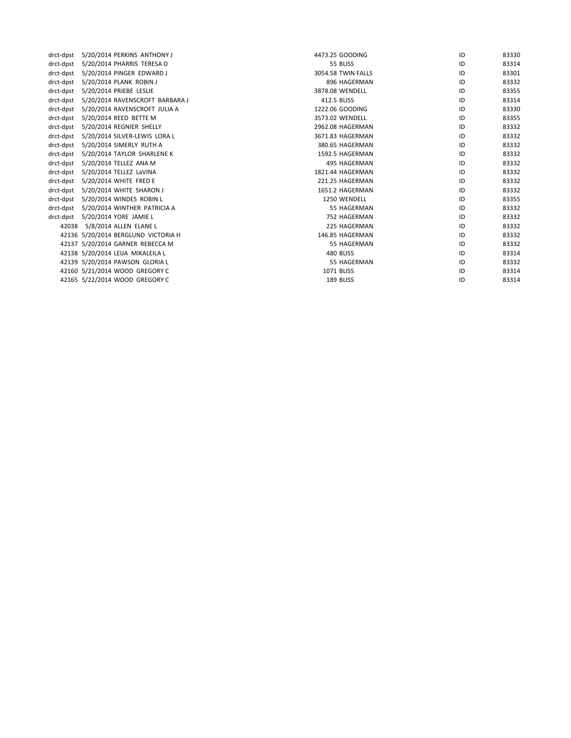| | | | | | | |
|---|---|---|---|---|---|---|
| drct-dpst | 5/20/2014 | PERKINS ANTHONY J | 4473.25 | GOODING | ID | 83330 |
| drct-dpst | 5/20/2014 | PHARRIS TERESA D | 55 | BLISS | ID | 83314 |
| drct-dpst | 5/20/2014 | PINGER EDWARD J | 3054.58 | TWIN FALLS | ID | 83301 |
| drct-dpst | 5/20/2014 | PLANK ROBIN J | 896 | HAGERMAN | ID | 83332 |
| drct-dpst | 5/20/2014 | PRIEBE LESLIE | 3878.08 | WENDELL | ID | 83355 |
| drct-dpst | 5/20/2014 | RAVENSCROFT BARBARA J | 412.5 | BLISS | ID | 83314 |
| drct-dpst | 5/20/2014 | RAVENSCROFT JULIA A | 1222.06 | GOODING | ID | 83330 |
| drct-dpst | 5/20/2014 | REED BETTE M | 3573.02 | WENDELL | ID | 83355 |
| drct-dpst | 5/20/2014 | REGNIER SHELLY | 2962.08 | HAGERMAN | ID | 83332 |
| drct-dpst | 5/20/2014 | SILVER-LEWIS LORA L | 3671.83 | HAGERMAN | ID | 83332 |
| drct-dpst | 5/20/2014 | SIMERLY RUTH A | 380.65 | HAGERMAN | ID | 83332 |
| drct-dpst | 5/20/2014 | TAYLOR SHARLENE K | 1592.5 | HAGERMAN | ID | 83332 |
| drct-dpst | 5/20/2014 | TELLEZ ANA M | 495 | HAGERMAN | ID | 83332 |
| drct-dpst | 5/20/2014 | TELLEZ LaVINA | 1821.44 | HAGERMAN | ID | 83332 |
| drct-dpst | 5/20/2014 | WHITE FRED E | 221.25 | HAGERMAN | ID | 83332 |
| drct-dpst | 5/20/2014 | WHITE SHARON J | 1651.2 | HAGERMAN | ID | 83332 |
| drct-dpst | 5/20/2014 | WINDES ROBIN L | 1250 | WENDELL | ID | 83355 |
| drct-dpst | 5/20/2014 | WINTHER PATRICIA A | 55 | HAGERMAN | ID | 83332 |
| drct-dpst | 5/20/2014 | YORE JAMIE L | 752 | HAGERMAN | ID | 83332 |
| 42038 | 5/8/2014 | ALLEN ELANE L | 225 | HAGERMAN | ID | 83332 |
| 42136 | 5/20/2014 | BERGLUND VICTORIA H | 146.85 | HAGERMAN | ID | 83332 |
| 42137 | 5/20/2014 | GARNER REBECCA M | 55 | HAGERMAN | ID | 83332 |
| 42138 | 5/20/2014 | LEIJA MIKALEILA L | 480 | BLISS | ID | 83314 |
| 42139 | 5/20/2014 | PAWSON GLORIA L | 55 | HAGERMAN | ID | 83332 |
| 42160 | 5/21/2014 | WOOD GREGORY C | 1071 | BLISS | ID | 83314 |
| 42165 | 5/22/2014 | WOOD GREGORY C | 189 | BLISS | ID | 83314 |